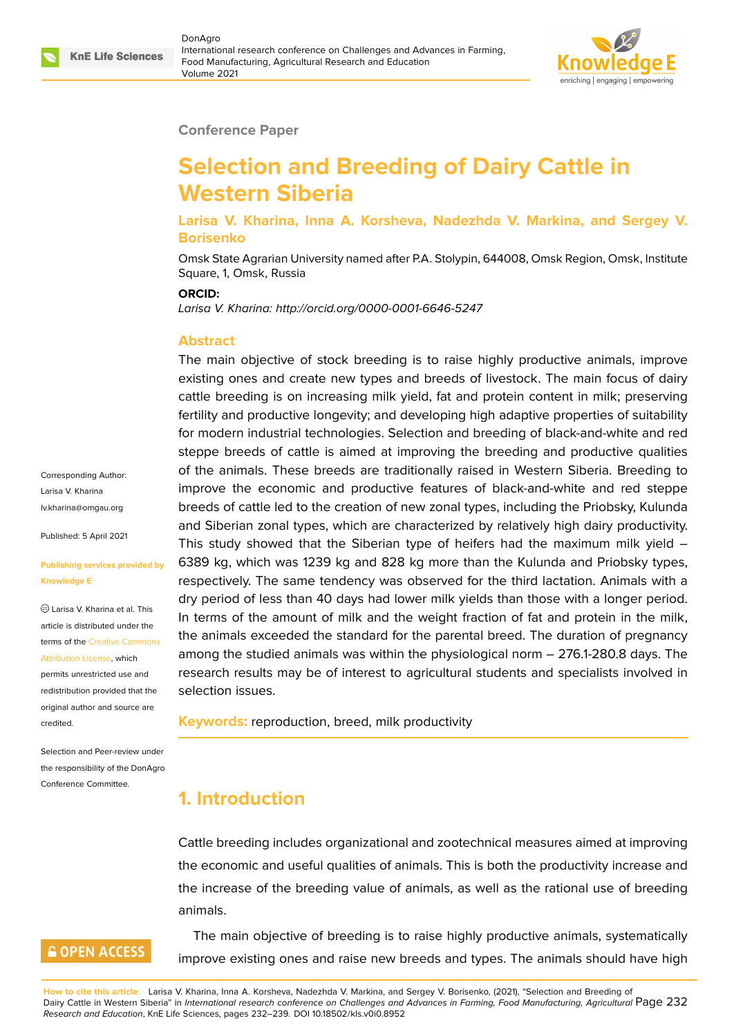Conference Paper

# Selection and Breeding of Dairy Cattle in Western Siberia

**Larisa V. Kharina, Inna A. Korsheva, Nadezhda V. Markina, and Sergey V. Borisenko**

Omsk State Agrarian University named after P.A. Stolypin, 644008, Omsk Region, Omsk, Institute Square, 1, Omsk, Russia

**ORCID:**

*Larisa V. Kharina: http://orcid.org/0000-0001-6646-5247*

Corresponding Author: Larisa V. Kharina lv.kharina@omgau.org

Published: 5 April 2021

Publishing services provided by Knowledge E

Larisa V. Kharina et al. This article is distributed under the terms of the Creative Commons Attribution License, which permits unrestricted use and redistribution provided that the original author and source are credited.

Selection and Peer-review under the responsibility of the DonAgro Conference Committee.

## Abstract

The main objective of stock breeding is to raise highly productive animals, improve existing ones and create new types and breeds of livestock. The main focus of dairy cattle breeding is on increasing milk yield, fat and protein content in milk; preserving fertility and productive longevity; and developing high adaptive properties of suitability for modern industrial technologies. Selection and breeding of black-and-white and red steppe breeds of cattle is aimed at improving the breeding and productive qualities of the animals. These breeds are traditionally raised in Western Siberia. Breeding to improve the economic and productive features of black-and-white and red steppe breeds of cattle led to the creation of new zonal types, including the Priobsky, Kulunda and Siberian zonal types, which are characterized by relatively high dairy productivity. This study showed that the Siberian type of heifers had the maximum milk yield – 6389 kg, which was 1239 kg and 828 kg more than the Kulunda and Priobsky types, respectively. The same tendency was observed for the third lactation. Animals with a dry period of less than 40 days had lower milk yields than those with a longer period. In terms of the amount of milk and the weight fraction of fat and protein in the milk, the animals exceeded the standard for the parental breed. The duration of pregnancy among the studied animals was within the physiological norm – 276.1-280.8 days. The research results may be of interest to agricultural students and specialists involved in selection issues.

**Keywords:** reproduction, breed, milk productivity

## 1. Introduction

Cattle breeding includes organizational and zootechnical measures aimed at improving the economic and useful qualities of animals. This is both the productivity increase and the increase of the breeding value of animals, as well as the rational use of breeding animals.

The main objective of breeding is to raise highly productive animals, systematically improve existing ones and raise new breeds and types. The animals should have high

How to cite this article: Larisa V. Kharina, Inna A. Korsheva, Nadezhda V. Markina, and Sergey V. Borisenko, (2021), "Selection and Breeding of Dairy Cattle in Western Siberia" in *International research conference on Challenges and Advances in Farming, Food Manufacturing, Agricultural Research and Education*, KnE Life Sciences, pages 232–239. DOI 10.18502/kls.v0i0.8952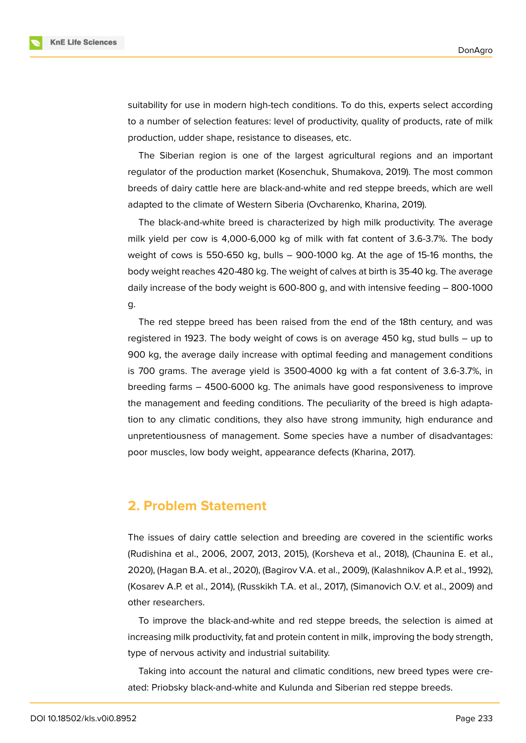suitability for use in modern high-tech conditions. To do this, experts select according to a number of selection features: level of productivity, quality of products, rate of milk production, udder shape, resistance to diseases, etc.

The Siberian region is one of the largest agricultural regions and an important regulator of the production market (Kosenchuk, Shumakova, 2019). The most common breeds of dairy cattle here are black-and-white and red steppe breeds, which are well adapted to the climate of Western Siberia (Ovcharenko, Kharina, 2019).

The black-and-white breed is characterized by high milk productivity. The average milk yield per cow is 4,000-6,000 kg of milk with fat content of 3.6-3.7%. The body weight of cows is 550-650 kg, bulls – 900-1000 kg. At the age of 15-16 months, the body weight reaches 420-480 kg. The weight of calves at birth is 35-40 kg. The average daily increase of the body weight is 600-800 g, and with intensive feeding – 800-1000 g.

The red steppe breed has been raised from the end of the 18th century, and was registered in 1923. The body weight of cows is on average 450 kg, stud bulls – up to 900 kg, the average daily increase with optimal feeding and management conditions is 700 grams. The average yield is 3500-4000 kg with a fat content of 3.6-3.7%, in breeding farms – 4500-6000 kg. The animals have good responsiveness to improve the management and feeding conditions. The peculiarity of the breed is high adaptation to any climatic conditions, they also have strong immunity, high endurance and unpretentiousness of management. Some species have a number of disadvantages: poor muscles, low body weight, appearance defects (Kharina, 2017).

## 2. Problem Statement

The issues of dairy cattle selection and breeding are covered in the scientific works (Rudishina et al., 2006, 2007, 2013, 2015), (Korsheva et al., 2018), (Chaunina E. et al., 2020), (Hagan B.A. et al., 2020), (Bagirov V.A. et al., 2009), (Kalashnikov A.P. et al., 1992), (Kosarev A.P. et al., 2014), (Russkikh T.A. et al., 2017), (Simanovich O.V. et al., 2009) and other researchers.

To improve the black-and-white and red steppe breeds, the selection is aimed at increasing milk productivity, fat and protein content in milk, improving the body strength, type of nervous activity and industrial suitability.

Taking into account the natural and climatic conditions, new breed types were created: Priobsky black-and-white and Kulunda and Siberian red steppe breeds.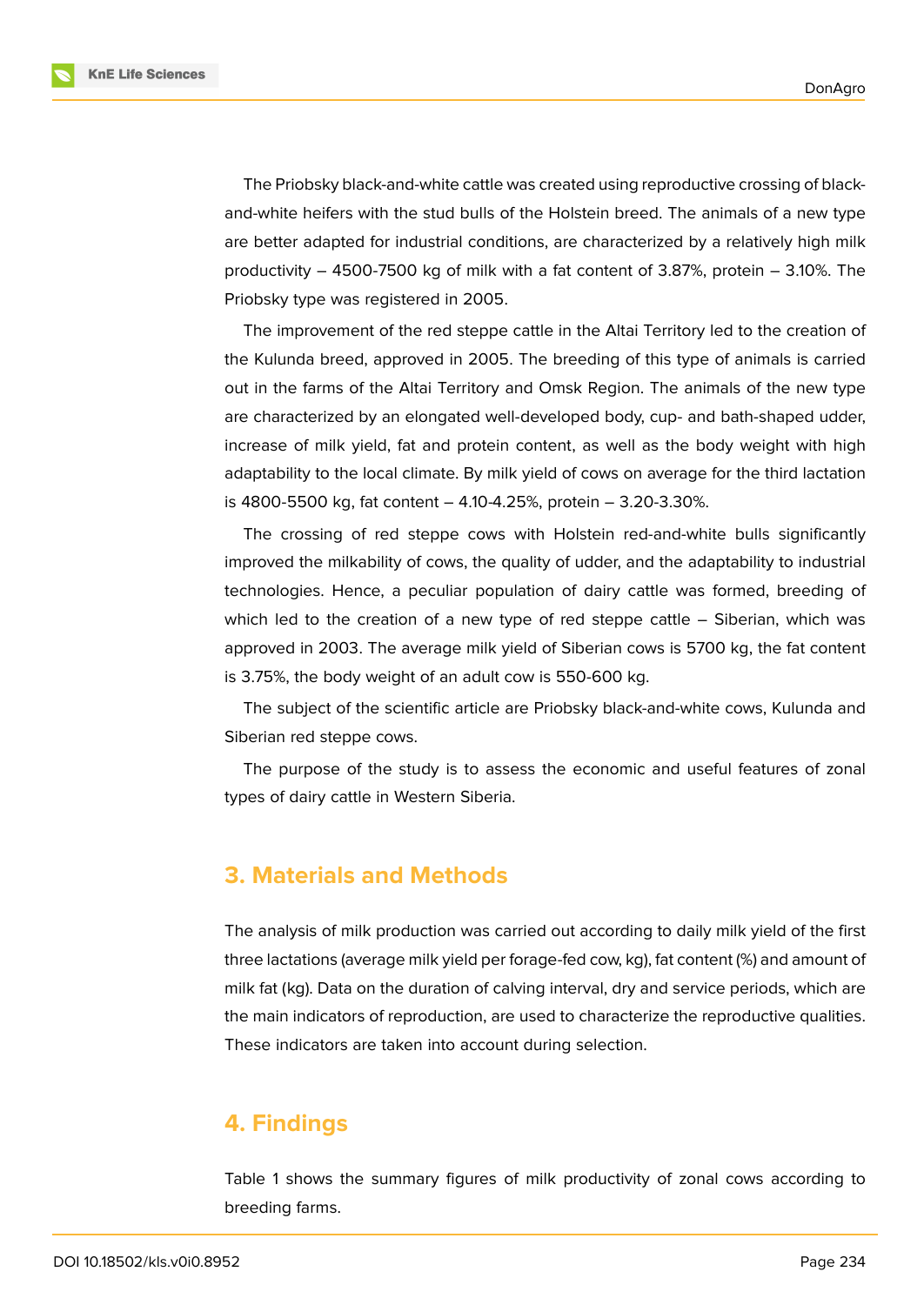The Priobsky black-and-white cattle was created using reproductive crossing of black-and-white heifers with the stud bulls of the Holstein breed. The animals of a new type are better adapted for industrial conditions, are characterized by a relatively high milk productivity – 4500-7500 kg of milk with a fat content of 3.87%, protein – 3.10%. The Priobsky type was registered in 2005.

The improvement of the red steppe cattle in the Altai Territory led to the creation of the Kulunda breed, approved in 2005. The breeding of this type of animals is carried out in the farms of the Altai Territory and Omsk Region. The animals of the new type are characterized by an elongated well-developed body, cup- and bath-shaped udder, increase of milk yield, fat and protein content, as well as the body weight with high adaptability to the local climate. By milk yield of cows on average for the third lactation is 4800-5500 kg, fat content – 4.10-4.25%, protein – 3.20-3.30%.

The crossing of red steppe cows with Holstein red-and-white bulls significantly improved the milkability of cows, the quality of udder, and the adaptability to industrial technologies. Hence, a peculiar population of dairy cattle was formed, breeding of which led to the creation of a new type of red steppe cattle – Siberian, which was approved in 2003. The average milk yield of Siberian cows is 5700 kg, the fat content is 3.75%, the body weight of an adult cow is 550-600 kg.

The subject of the scientific article are Priobsky black-and-white cows, Kulunda and Siberian red steppe cows.

The purpose of the study is to assess the economic and useful features of zonal types of dairy cattle in Western Siberia.

## 3. Materials and Methods

The analysis of milk production was carried out according to daily milk yield of the first three lactations (average milk yield per forage-fed cow, kg), fat content (%) and amount of milk fat (kg). Data on the duration of calving interval, dry and service periods, which are the main indicators of reproduction, are used to characterize the reproductive qualities. These indicators are taken into account during selection.

## 4. Findings

Table 1 shows the summary figures of milk productivity of zonal cows according to breeding farms.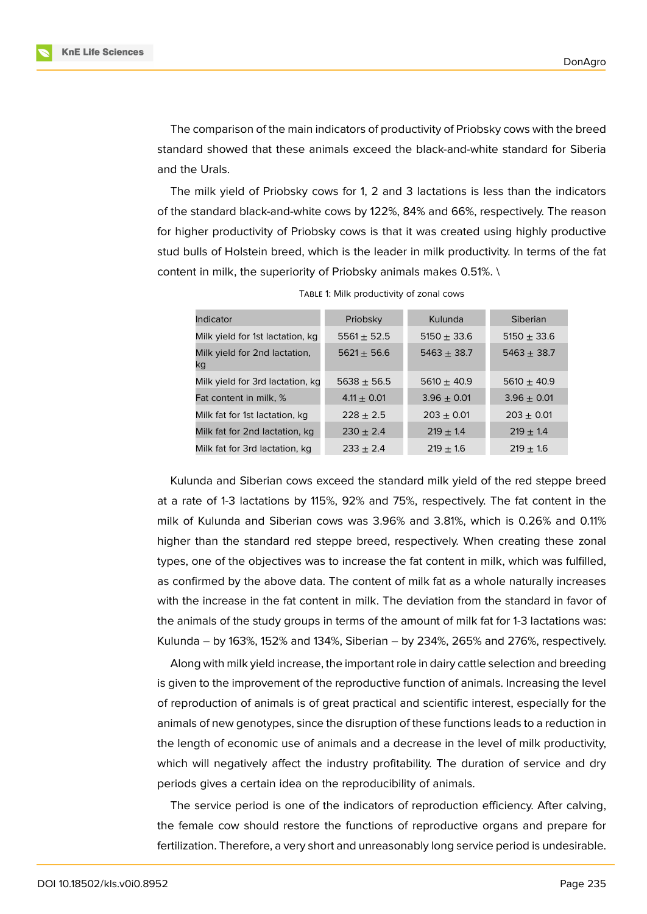The comparison of the main indicators of productivity of Priobsky cows with the breed standard showed that these animals exceed the black-and-white standard for Siberia and the Urals.

The milk yield of Priobsky cows for 1, 2 and 3 lactations is less than the indicators of the standard black-and-white cows by 122%, 84% and 66%, respectively. The reason for higher productivity of Priobsky cows is that it was created using highly productive stud bulls of Holstein breed, which is the leader in milk productivity. In terms of the fat content in milk, the superiority of Priobsky animals makes 0.51%. \

Table 1: Milk productivity of zonal cows

| Indicator | Priobsky | Kulunda | Siberian |
|---|---|---|---|
| Milk yield for 1st lactation, kg | 5561 ± 52.5 | 5150 ± 33.6 | 5150 ± 33.6 |
| Milk yield for 2nd lactation, kg | 5621 ± 56.6 | 5463 ± 38.7 | 5463 ± 38.7 |
| Milk yield for 3rd lactation, kg | 5638 ± 56.5 | 5610 ± 40.9 | 5610 ± 40.9 |
| Fat content in milk, % | 4.11 ± 0.01 | 3.96 ± 0.01 | 3.96 ± 0.01 |
| Milk fat for 1st lactation, kg | 228 ± 2.5 | 203 ± 0.01 | 203 ± 0.01 |
| Milk fat for 2nd lactation, kg | 230 ± 2.4 | 219 ± 1.4 | 219 ± 1.4 |
| Milk fat for 3rd lactation, kg | 233 ± 2.4 | 219 ± 1.6 | 219 ± 1.6 |

Kulunda and Siberian cows exceed the standard milk yield of the red steppe breed at a rate of 1-3 lactations by 115%, 92% and 75%, respectively. The fat content in the milk of Kulunda and Siberian cows was 3.96% and 3.81%, which is 0.26% and 0.11% higher than the standard red steppe breed, respectively. When creating these zonal types, one of the objectives was to increase the fat content in milk, which was fulfilled, as confirmed by the above data. The content of milk fat as a whole naturally increases with the increase in the fat content in milk. The deviation from the standard in favor of the animals of the study groups in terms of the amount of milk fat for 1-3 lactations was: Kulunda – by 163%, 152% and 134%, Siberian – by 234%, 265% and 276%, respectively.

Along with milk yield increase, the important role in dairy cattle selection and breeding is given to the improvement of the reproductive function of animals. Increasing the level of reproduction of animals is of great practical and scientific interest, especially for the animals of new genotypes, since the disruption of these functions leads to a reduction in the length of economic use of animals and a decrease in the level of milk productivity, which will negatively affect the industry profitability. The duration of service and dry periods gives a certain idea on the reproducibility of animals.

The service period is one of the indicators of reproduction efficiency. After calving, the female cow should restore the functions of reproductive organs and prepare for fertilization. Therefore, a very short and unreasonably long service period is undesirable.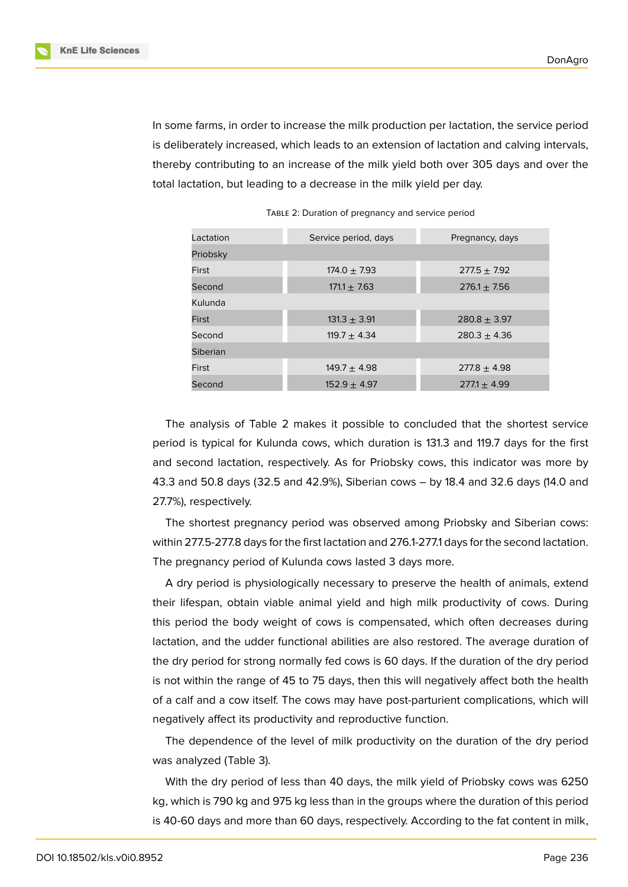In some farms, in order to increase the milk production per lactation, the service period is deliberately increased, which leads to an extension of lactation and calving intervals, thereby contributing to an increase of the milk yield both over 305 days and over the total lactation, but leading to a decrease in the milk yield per day.

Table 2: Duration of pregnancy and service period

| Lactation | Service period, days | Pregnancy, days |
|---|---|---|
| Priobsky | | |
| First | 174.0 ± 7.93 | 277.5 ± 7.92 |
| Second | 171.1 ± 7.63 | 276.1 ± 7.56 |
| Kulunda | | |
| First | 131.3 ± 3.91 | 280.8 ± 3.97 |
| Second | 119.7 ± 4.34 | 280.3 ± 4.36 |
| Siberian | | |
| First | 149.7 ± 4.98 | 277.8 ± 4.98 |
| Second | 152.9 ± 4.97 | 277.1 ± 4.99 |

The analysis of Table 2 makes it possible to concluded that the shortest service period is typical for Kulunda cows, which duration is 131.3 and 119.7 days for the first and second lactation, respectively. As for Priobsky cows, this indicator was more by 43.3 and 50.8 days (32.5 and 42.9%), Siberian cows – by 18.4 and 32.6 days (14.0 and 27.7%), respectively.

The shortest pregnancy period was observed among Priobsky and Siberian cows: within 277.5-277.8 days for the first lactation and 276.1-277.1 days for the second lactation. The pregnancy period of Kulunda cows lasted 3 days more.

A dry period is physiologically necessary to preserve the health of animals, extend their lifespan, obtain viable animal yield and high milk productivity of cows. During this period the body weight of cows is compensated, which often decreases during lactation, and the udder functional abilities are also restored. The average duration of the dry period for strong normally fed cows is 60 days. If the duration of the dry period is not within the range of 45 to 75 days, then this will negatively affect both the health of a calf and a cow itself. The cows may have post-parturient complications, which will negatively affect its productivity and reproductive function.

The dependence of the level of milk productivity on the duration of the dry period was analyzed (Table 3).

With the dry period of less than 40 days, the milk yield of Priobsky cows was 6250 kg, which is 790 kg and 975 kg less than in the groups where the duration of this period is 40-60 days and more than 60 days, respectively. According to the fat content in milk,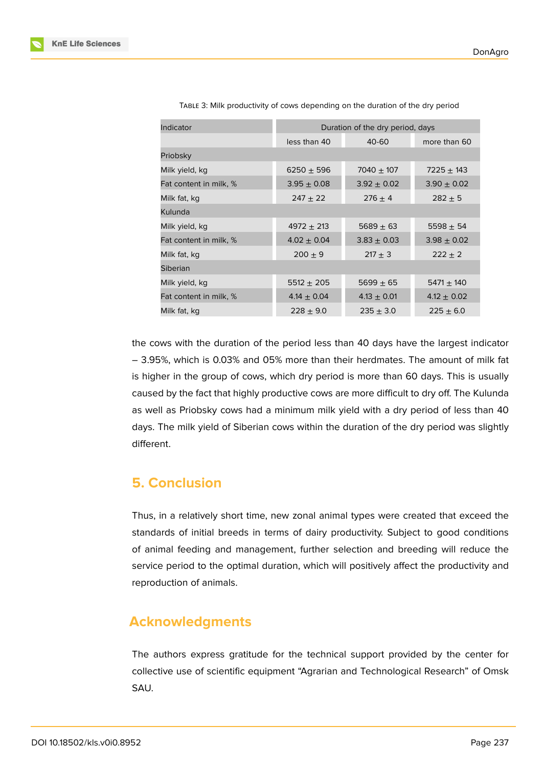Table 3: Milk productivity of cows depending on the duration of the dry period

| Indicator | Duration of the dry period, days | | |
|---|---|---|---|
| | less than 40 | 40-60 | more than 60 |
| Priobsky | | | |
| Milk yield, kg | 6250 ± 596 | 7040 ± 107 | 7225 ± 143 |
| Fat content in milk, % | 3.95 ± 0.08 | 3.92 ± 0.02 | 3.90 ± 0.02 |
| Milk fat, kg | 247 ± 22 | 276 ± 4 | 282 ± 5 |
| Kulunda | | | |
| Milk yield, kg | 4972 ± 213 | 5689 ± 63 | 5598 ± 54 |
| Fat content in milk, % | 4.02 ± 0.04 | 3.83 ± 0.03 | 3.98 ± 0.02 |
| Milk fat, kg | 200 ± 9 | 217 ± 3 | 222 ± 2 |
| Siberian | | | |
| Milk yield, kg | 5512 ± 205 | 5699 ± 65 | 5471 ± 140 |
| Fat content in milk, % | 4.14 ± 0.04 | 4.13 ± 0.01 | 4.12 ± 0.02 |
| Milk fat, kg | 228 ± 9.0 | 235 ± 3.0 | 225 ± 6.0 |

the cows with the duration of the period less than 40 days have the largest indicator – 3.95%, which is 0.03% and 05% more than their herdmates. The amount of milk fat is higher in the group of cows, which dry period is more than 60 days. This is usually caused by the fact that highly productive cows are more difficult to dry off. The Kulunda as well as Priobsky cows had a minimum milk yield with a dry period of less than 40 days. The milk yield of Siberian cows within the duration of the dry period was slightly different.

## 5. Conclusion

Thus, in a relatively short time, new zonal animal types were created that exceed the standards of initial breeds in terms of dairy productivity. Subject to good conditions of animal feeding and management, further selection and breeding will reduce the service period to the optimal duration, which will positively affect the productivity and reproduction of animals.

## Acknowledgments

The authors express gratitude for the technical support provided by the center for collective use of scientific equipment "Agrarian and Technological Research" of Omsk SAU.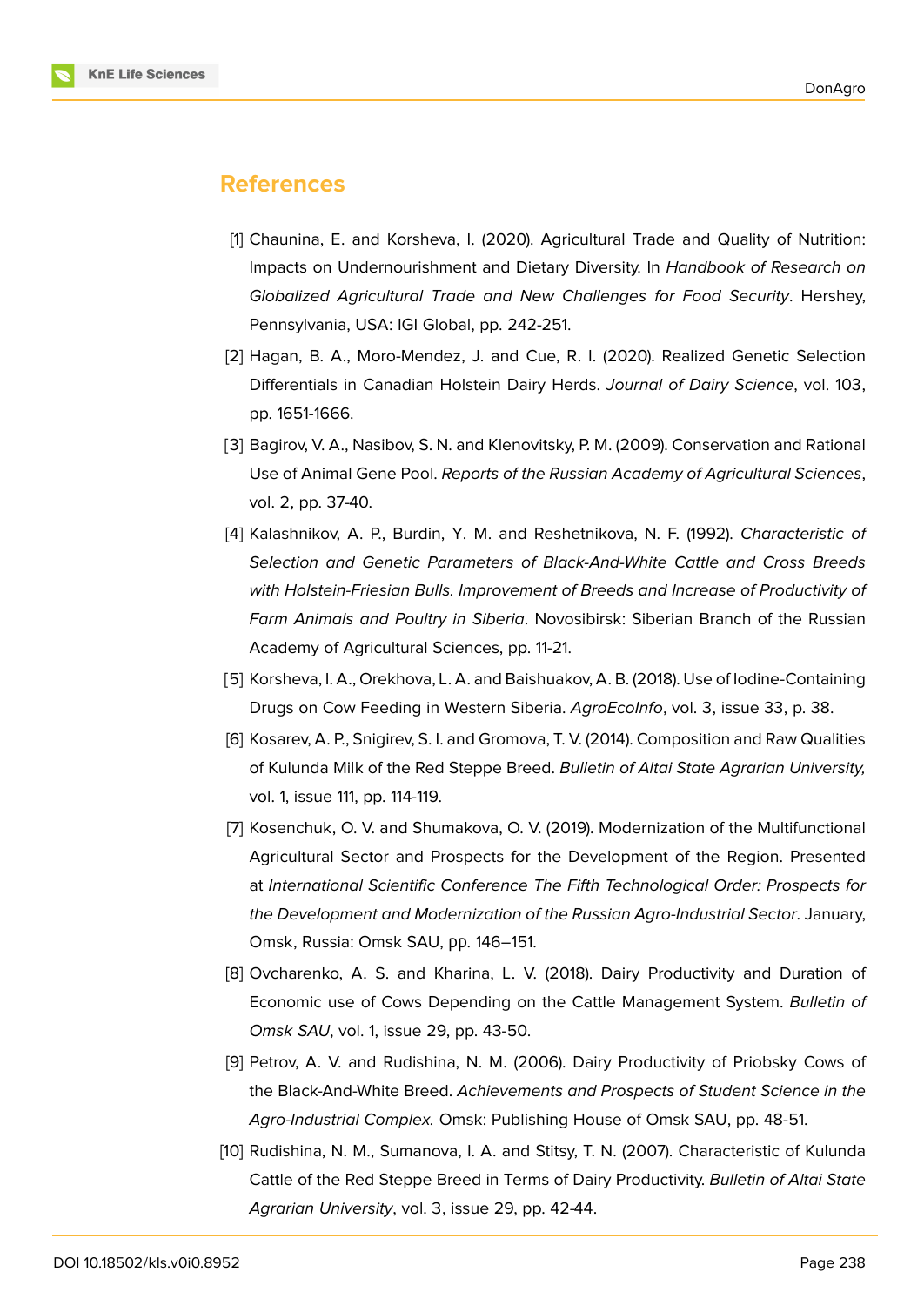## References

[1] Chaunina, E. and Korsheva, I. (2020). Agricultural Trade and Quality of Nutrition: Impacts on Undernourishment and Dietary Diversity. In *Handbook of Research on Globalized Agricultural Trade and New Challenges for Food Security*. Hershey, Pennsylvania, USA: IGI Global, pp. 242-251.

[2] Hagan, B. A., Moro-Mendez, J. and Cue, R. I. (2020). Realized Genetic Selection Differentials in Canadian Holstein Dairy Herds. *Journal of Dairy Science*, vol. 103, pp. 1651-1666.

[3] Bagirov, V. A., Nasibov, S. N. and Klenovitsky, P. M. (2009). Conservation and Rational Use of Animal Gene Pool. *Reports of the Russian Academy of Agricultural Sciences*, vol. 2, pp. 37-40.

[4] Kalashnikov, A. P., Burdin, Y. M. and Reshetnikova, N. F. (1992). *Characteristic of Selection and Genetic Parameters of Black-And-White Cattle and Cross Breeds with Holstein-Friesian Bulls. Improvement of Breeds and Increase of Productivity of Farm Animals and Poultry in Siberia*. Novosibirsk: Siberian Branch of the Russian Academy of Agricultural Sciences, pp. 11-21.

[5] Korsheva, I. A., Orekhova, L. A. and Baishuakov, A. B. (2018). Use of Iodine-Containing Drugs on Cow Feeding in Western Siberia. *AgroEcoInfo*, vol. 3, issue 33, p. 38.

[6] Kosarev, A. P., Snigirev, S. I. and Gromova, T. V. (2014). Composition and Raw Qualities of Kulunda Milk of the Red Steppe Breed. *Bulletin of Altai State Agrarian University,* vol. 1, issue 111, pp. 114-119.

[7] Kosenchuk, O. V. and Shumakova, O. V. (2019). Modernization of the Multifunctional Agricultural Sector and Prospects for the Development of the Region. Presented at *International Scientific Conference The Fifth Technological Order: Prospects for the Development and Modernization of the Russian Agro-Industrial Sector*. January, Omsk, Russia: Omsk SAU, pp. 146–151.

[8] Ovcharenko, A. S. and Kharina, L. V. (2018). Dairy Productivity and Duration of Economic use of Cows Depending on the Cattle Management System. *Bulletin of Omsk SAU*, vol. 1, issue 29, pp. 43-50.

[9] Petrov, A. V. and Rudishina, N. M. (2006). Dairy Productivity of Priobsky Cows of the Black-And-White Breed. *Achievements and Prospects of Student Science in the Agro-Industrial Complex.* Omsk: Publishing House of Omsk SAU, pp. 48-51.

[10] Rudishina, N. M., Sumanova, I. A. and Stitsy, T. N. (2007). Characteristic of Kulunda Cattle of the Red Steppe Breed in Terms of Dairy Productivity. *Bulletin of Altai State Agrarian University*, vol. 3, issue 29, pp. 42-44.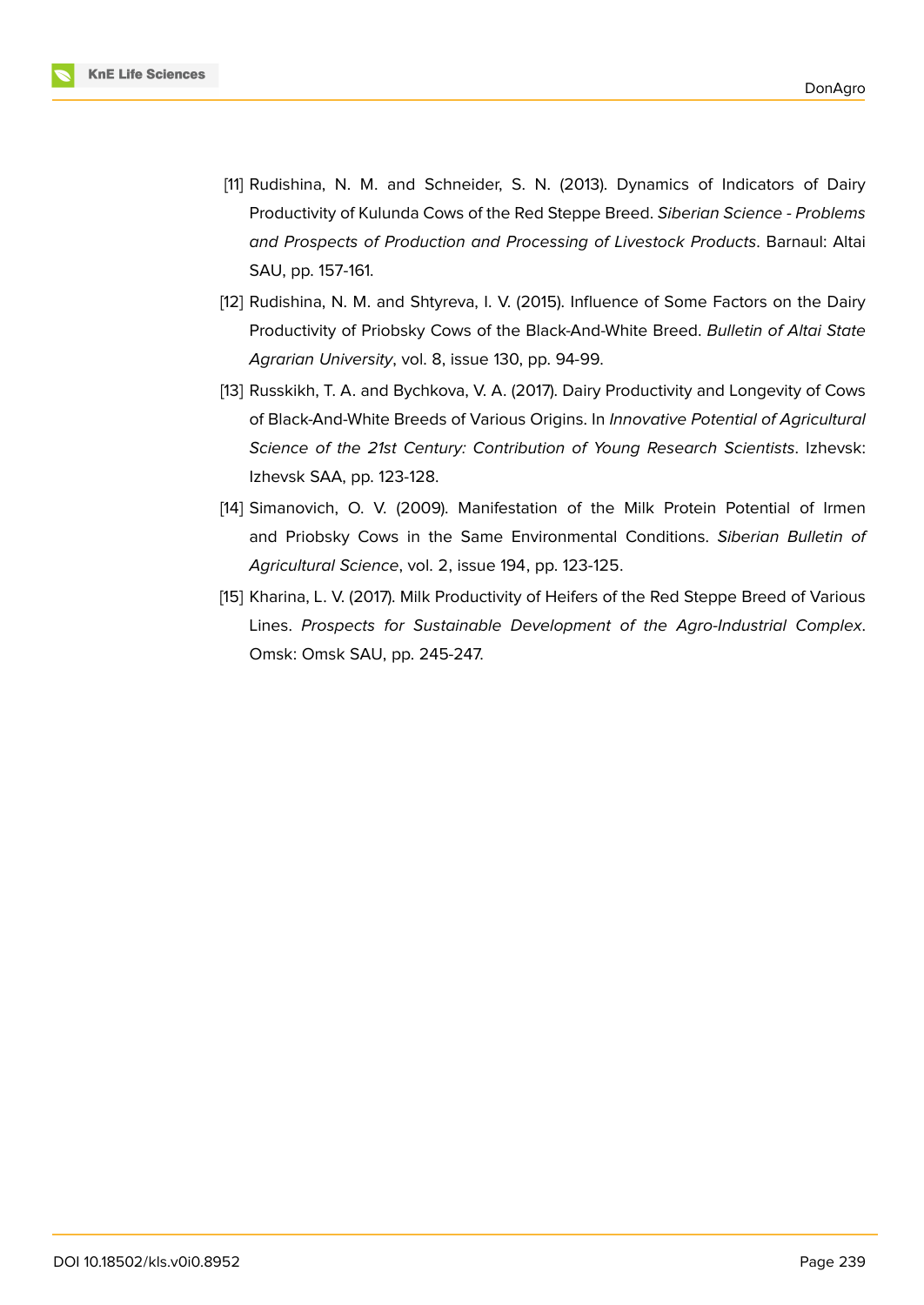[11] Rudishina, N. M. and Schneider, S. N. (2013). Dynamics of Indicators of Dairy Productivity of Kulunda Cows of the Red Steppe Breed. *Siberian Science - Problems and Prospects of Production and Processing of Livestock Products*. Barnaul: Altai SAU, pp. 157-161.

[12] Rudishina, N. M. and Shtyreva, I. V. (2015). Influence of Some Factors on the Dairy Productivity of Priobsky Cows of the Black-And-White Breed. *Bulletin of Altai State Agrarian University*, vol. 8, issue 130, pp. 94-99.

[13] Russkikh, T. A. and Bychkova, V. A. (2017). Dairy Productivity and Longevity of Cows of Black-And-White Breeds of Various Origins. In *Innovative Potential of Agricultural Science of the 21st Century: Contribution of Young Research Scientists*. Izhevsk: Izhevsk SAA, pp. 123-128.

[14] Simanovich, O. V. (2009). Manifestation of the Milk Protein Potential of Irmen and Priobsky Cows in the Same Environmental Conditions. *Siberian Bulletin of Agricultural Science*, vol. 2, issue 194, pp. 123-125.

[15] Kharina, L. V. (2017). Milk Productivity of Heifers of the Red Steppe Breed of Various Lines. *Prospects for Sustainable Development of the Agro-Industrial Complex*. Omsk: Omsk SAU, pp. 245-247.